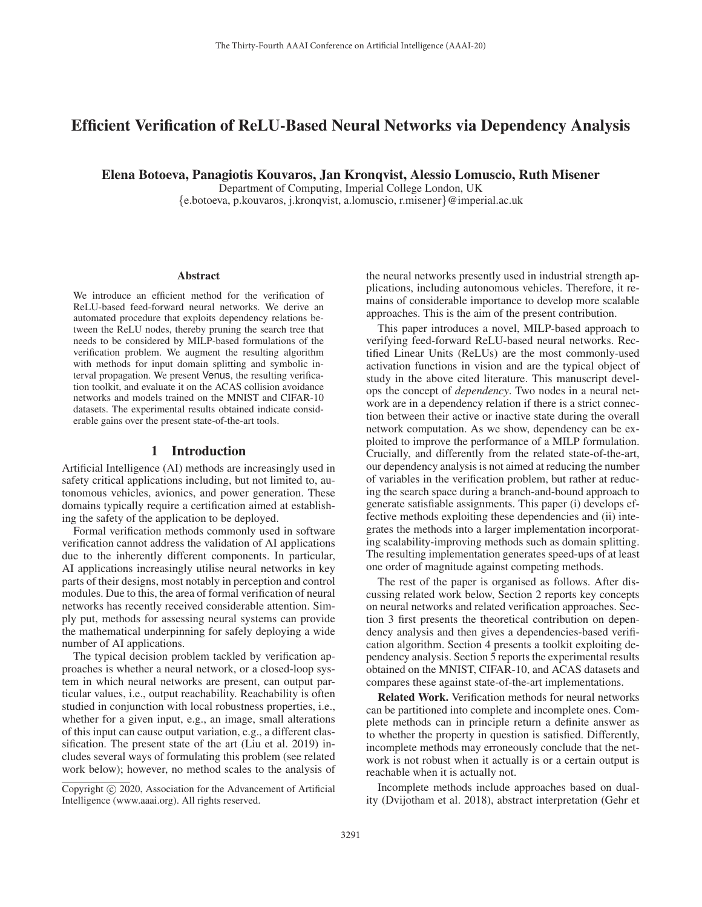# Efficient Verification of ReLU-Based Neural Networks via Dependency Analysis

**Elena Botoeva, Panagiotis Kouvaros, Jan Kronqvist, Alessio Lomuscio, Ruth Misener**

Department of Computing, Imperial College London, UK

{e.botoeva, p.kouvaros, j.kronqvist, a.lomuscio, r.misener}@imperial.ac.uk

## Abstract

We introduce an efficient method for the verification of ReLU-based feed-forward neural networks. We derive an automated procedure that exploits dependency relations between the ReLU nodes, thereby pruning the search tree that needs to be considered by MILP-based formulations of the verification problem. We augment the resulting algorithm with methods for input domain splitting and symbolic interval propagation. We present Venus, the resulting verification toolkit, and evaluate it on the ACAS collision avoidance networks and models trained on the MNIST and CIFAR-10 datasets. The experimental results obtained indicate considerable gains over the present state-of-the-art tools.

## 1 Introduction

Artificial Intelligence (AI) methods are increasingly used in safety critical applications including, but not limited to, autonomous vehicles, avionics, and power generation. These domains typically require a certification aimed at establishing the safety of the application to be deployed.

Formal verification methods commonly used in software verification cannot address the validation of AI applications due to the inherently different components. In particular, AI applications increasingly utilise neural networks in key parts of their designs, most notably in perception and control modules. Due to this, the area of formal verification of neural networks has recently received considerable attention. Simply put, methods for assessing neural systems can provide the mathematical underpinning for safely deploying a wide number of AI applications.

The typical decision problem tackled by verification approaches is whether a neural network, or a closed-loop system in which neural networks are present, can output particular values, i.e., output reachability. Reachability is often studied in conjunction with local robustness properties, i.e., whether for a given input, e.g., an image, small alterations of this input can cause output variation, e.g., a different classification. The present state of the art (Liu et al. 2019) includes several ways of formulating this problem (see related work below); however, no method scales to the analysis of the neural networks presently used in industrial strength applications, including autonomous vehicles. Therefore, it remains of considerable importance to develop more scalable approaches. This is the aim of the present contribution.

This paper introduces a novel, MILP-based approach to verifying feed-forward ReLU-based neural networks. Rectified Linear Units (ReLUs) are the most commonly-used activation functions in vision and are the typical object of study in the above cited literature. This manuscript develops the concept of *dependency*. Two nodes in a neural network are in a dependency relation if there is a strict connection between their active or inactive state during the overall network computation. As we show, dependency can be exploited to improve the performance of a MILP formulation. Crucially, and differently from the related state-of-the-art, our dependency analysis is not aimed at reducing the number of variables in the verification problem, but rather at reducing the search space during a branch-and-bound approach to generate satisfiable assignments. This paper (i) develops effective methods exploiting these dependencies and (ii) integrates the methods into a larger implementation incorporating scalability-improving methods such as domain splitting. The resulting implementation generates speed-ups of at least one order of magnitude against competing methods.

The rest of the paper is organised as follows. After discussing related work below, Section 2 reports key concepts on neural networks and related verification approaches. Section 3 first presents the theoretical contribution on dependency analysis and then gives a dependencies-based verification algorithm. Section 4 presents a toolkit exploiting dependency analysis. Section 5 reports the experimental results obtained on the MNIST, CIFAR-10, and ACAS datasets and compares these against state-of-the-art implementations.

**Related Work.** Verification methods for neural networks can be partitioned into complete and incomplete ones. Complete methods can in principle return a definite answer as to whether the property in question is satisfied. Differently, incomplete methods may erroneously conclude that the network is not robust when it actually is or a certain output is reachable when it is actually not.

Incomplete methods include approaches based on duality (Dvijotham et al. 2018), abstract interpretation (Gehr et

Copyright © 2020, Association for the Advancement of Artificial Intelligence (www.aaai.org). All rights reserved.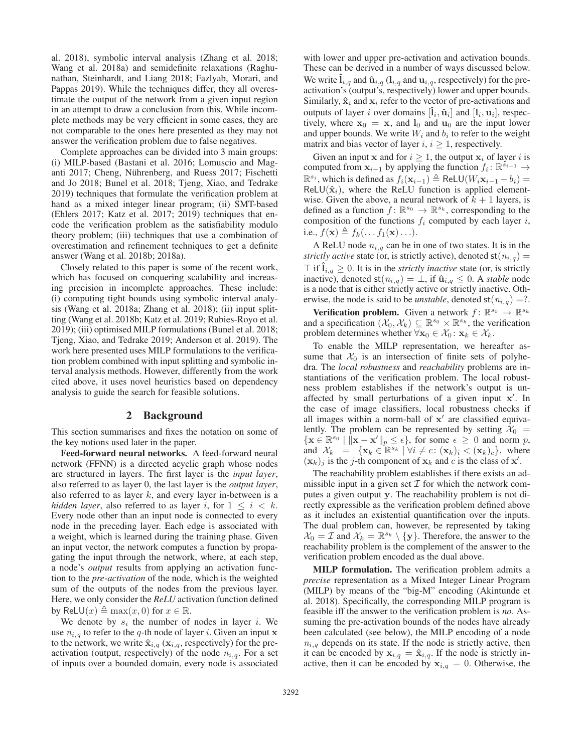al. 2018), symbolic interval analysis (Zhang et al. 2018; Wang et al. 2018a) and semidefinite relaxations (Raghunathan, Steinhardt, and Liang 2018; Fazlyab, Morari, and Pappas 2019). While the techniques differ, they all overestimate the output of the network from a given input region in an attempt to draw a conclusion from this. While incomplete methods may be very efficient in some cases, they are not comparable to the ones here presented as they may not answer the verification problem due to false negatives.

Complete approaches can be divided into 3 main groups: (i) MILP-based (Bastani et al. 2016; Lomuscio and Maganti 2017; Cheng, Nührenberg, and Ruess 2017; Fischetti and Jo 2018; Bunel et al. 2018; Tjeng, Xiao, and Tedrake 2019) techniques that formulate the verification problem at hand as a mixed integer linear program; (ii) SMT-based (Ehlers 2017; Katz et al. 2017; 2019) techniques that encode the verification problem as the satisfiability modulo theory problem; (iii) techniques that use a combination of overestimation and refinement techniques to get a definite answer (Wang et al. 2018b; 2018a).

Closely related to this paper is some of the recent work, which has focused on conquering scalability and increasing precision in incomplete approaches. These include: (i) computing tight bounds using symbolic interval analysis (Wang et al. 2018a; Zhang et al. 2018); (ii) input splitting (Wang et al. 2018b; Katz et al. 2019; Rubies-Royo et al. 2019); (iii) optimised MILP formulations (Bunel et al. 2018; Tjeng, Xiao, and Tedrake 2019; Anderson et al. 2019). The work here presented uses MILP formulations to the verification problem combined with input splitting and symbolic interval analysis methods. However, differently from the work cited above, it uses novel heuristics based on dependency analysis to guide the search for feasible solutions.

## 2 Background

This section summarises and fixes the notation on some of the key notions used later in the paper.

**Feed-forward neural networks.** A feed-forward neural network (FFNN) is a directed acyclic graph whose nodes are structured in layers. The first layer is the *input layer*, also referred to as layer 0, the last layer is the *output layer*, also referred to as layer $k$, and every layer in-between is a *hidden layer*, also referred to as layer $i$, for $1 \leq i < k$. Every node other than an input node is connected to every node in the preceding layer. Each edge is associated with a weight, which is learned during the training phase. Given an input vector, the network computes a function by propagating the input through the network, where, at each step, a node's *output* results from applying an activation function to the *pre-activation* of the node, which is the weighted sum of the outputs of the nodes from the previous layer. Here, we only consider the *ReLU* activation function defined by $\mathsf{ReLU}(x) \triangleq \max(x, 0)$ for $x \in \mathbb{R}$.

We denote by $s_i$ the number of nodes in layer $i$. We use $n_{i,q}$ to refer to the $q$-th node of layer $i$. Given an input $\mathbf{x}$ to the network, we write $\hat{\mathbf{x}}_{i,q}$ ($\mathbf{x}_{i,q}$, respectively) for the pre-activation (output, respectively) of the node $n_{i,q}$. For a set of inputs over a bounded domain, every node is associated with lower and upper pre-activation and activation bounds. These can be derived in a number of ways discussed below. We write $\hat{\mathbf{l}}_{i,q}$ and $\hat{\mathbf{u}}_{i,q}$ ($\mathbf{l}_{i,q}$ and $\mathbf{u}_{i,q}$, respectively) for the pre-activation's (output's, respectively) lower and upper bounds. Similarly, $\hat{\mathbf{x}}_i$ and $\mathbf{x}_i$ refer to the vector of pre-activations and outputs of layer $i$ over domains $[\hat{\mathbf{l}}_i, \hat{\mathbf{u}}_i]$ and $[\mathbf{l}_i, \mathbf{u}_i]$, respectively, where $\mathbf{x}_0 = \mathbf{x}$, and $\mathbf{l}_0$ and $\mathbf{u}_0$ are the input lower and upper bounds. We write $W_i$ and $b_i$ to refer to the weight matrix and bias vector of layer $i$, $i \geq 1$, respectively.

Given an input $\mathbf{x}$ and for $i \geq 1$, the output $\mathbf{x}_i$ of layer $i$ is computed from $\mathbf{x}_{i-1}$ by applying the function $f_i \colon \mathbb{R}^{s_{i-1}} \to \mathbb{R}^{s_i}$, which is defined as $f_i(\mathbf{x}_{i-1}) \triangleq \mathsf{ReLU}(W_i \mathbf{x}_{i-1} + b_i) = \mathsf{ReLU}(\hat{\mathbf{x}}_i)$, where the ReLU function is applied element-wise. Given the above, a neural network of $k+1$ layers, is defined as a function $f \colon \mathbb{R}^{s_0} \to \mathbb{R}^{s_k}$, corresponding to the composition of the functions $f_i$ computed by each layer $i$, i.e., $f(\mathbf{x}) \triangleq f_k(\ldots f_1(\mathbf{x}) \ldots)$.

A ReLU node $n_{i,q}$ can be in one of two states. It is in the *strictly active* state (or, is strictly active), denoted $\mathsf{st}(n_{i,q}) = \top$ if $\hat{\mathbf{l}}_{i,q} \geq 0$. It is in the *strictly inactive* state (or, is strictly inactive), denoted $\mathsf{st}(n_{i,q}) = \bot$, if $\hat{\mathbf{u}}_{i,q} \leq 0$. A *stable* node is a node that is either strictly active or strictly inactive. Otherwise, the node is said to be *unstable*, denoted $\mathsf{st}(n_{i,q}) = ?$.

**Verification problem.** Given a network $f \colon \mathbb{R}^{s_0} \to \mathbb{R}^{s_k}$ and a specification $(\mathcal{X}_0, \mathcal{X}_k) \subseteq \mathbb{R}^{s_0} \times \mathbb{R}^{s_k}$, the verification problem determines whether $\forall \mathbf{x}_0 \in \mathcal{X}_0 \colon \mathbf{x}_k \in \mathcal{X}_k$.

To enable the MILP representation, we hereafter assume that $\mathcal{X}_0$ is an intersection of finite sets of polyhedra. The *local robustness* and *reachability* problems are instantiations of the verification problem. The local robustness problem establishes if the network's output is unaffected by small perturbations of a given input $\mathbf{x}'$. In the case of image classifiers, local robustness checks if all images within a norm-ball of $\mathbf{x}'$ are classified equivalently. The problem can be represented by setting $\mathcal{X}_0 = \{\mathbf{x} \in \mathbb{R}^{s_0} \mid \|\mathbf{x} - \mathbf{x}'\|_p \leq \epsilon\}$, for some $\epsilon \geq 0$ and norm $p$, and $\mathcal{X}_k = \{\mathbf{x}_k \in \mathbb{R}^{s_k} \mid \forall i \neq c \colon (\mathbf{x}_k)_i < (\mathbf{x}_k)_c\}$, where $(\mathbf{x}_k)_j$ is the $j$-th component of $\mathbf{x}_k$ and $c$ is the class of $\mathbf{x}'$.

The reachability problem establishes if there exists an admissible input in a given set $\mathcal{I}$ for which the network computes a given output $\mathbf{y}$. The reachability problem is not directly expressible as the verification problem defined above as it includes an existential quantification over the inputs. The dual problem can, however, be represented by taking $\mathcal{X}_0 = \mathcal{I}$ and $\mathcal{X}_k = \mathbb{R}^{s_k} \setminus \{\mathbf{y}\}$. Therefore, the answer to the reachability problem is the complement of the answer to the verification problem encoded as the dual above.

**MILP formulation.** The verification problem admits a *precise* representation as a Mixed Integer Linear Program (MILP) by means of the "big-M" encoding (Akintunde et al. 2018). Specifically, the corresponding MILP program is feasible iff the answer to the verification problem is *no*. Assuming the pre-activation bounds of the nodes have already been calculated (see below), the MILP encoding of a node $n_{i,q}$ depends on its state. If the node is strictly active, then it can be encoded by $\mathbf{x}_{i,q} = \hat{\mathbf{x}}_{i,q}$. If the node is strictly inactive, then it can be encoded by $\mathbf{x}_{i,q} = 0$. Otherwise, the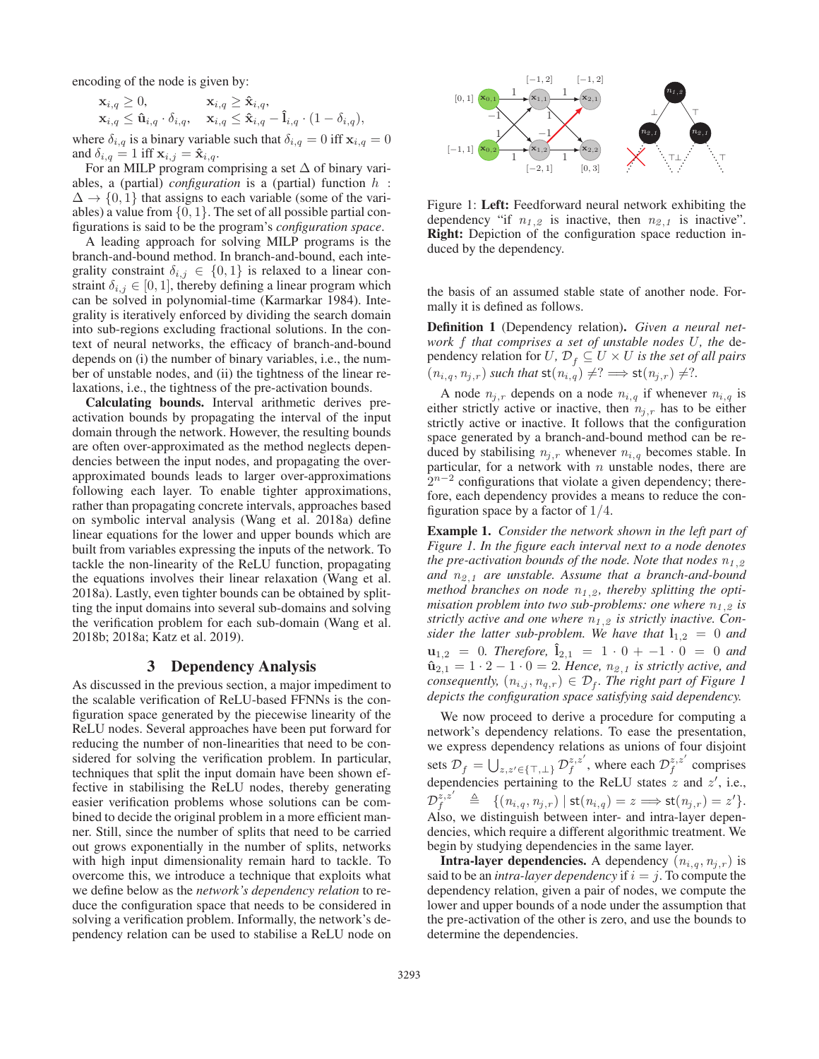encoding of the node is given by:

$$
\begin{aligned}
&\mathbf{x}_{i,q} \geq 0, && \mathbf{x}_{i,q} \geq \hat{\mathbf{x}}_{i,q}, \\
&\mathbf{x}_{i,q} \leq \hat{\mathbf{u}}_{i,q} \cdot \delta_{i,q}, && \mathbf{x}_{i,q} \leq \hat{\mathbf{x}}_{i,q} - \hat{\mathbf{l}}_{i,q} \cdot (1 - \delta_{i,q}),
\end{aligned}
$$

where $\delta_{i,q}$ is a binary variable such that $\delta_{i,q} = 0$ iff $\mathbf{x}_{i,q} = 0$ and $\delta_{i,q} = 1$ iff $\mathbf{x}_{i,j} = \hat{\mathbf{x}}_{i,q}$.

For an MILP program comprising a set $\Delta$ of binary variables, a (partial) *configuration* is a (partial) function $h : \Delta \to \{0, 1\}$ that assigns to each variable (some of the variables) a value from $\{0, 1\}$. The set of all possible partial configurations is said to be the program's *configuration space*.

A leading approach for solving MILP programs is the branch-and-bound method. In branch-and-bound, each integrality constraint $\delta_{i,j} \in \{0, 1\}$ is relaxed to a linear constraint $\delta_{i,j} \in [0, 1]$, thereby defining a linear program which can be solved in polynomial-time (Karmarkar 1984). Integrality is iteratively enforced by dividing the search domain into sub-regions excluding fractional solutions. In the context of neural networks, the efficacy of branch-and-bound depends on (i) the number of binary variables, i.e., the number of unstable nodes, and (ii) the tightness of the linear relaxations, i.e., the tightness of the pre-activation bounds.

**Calculating bounds.** Interval arithmetic derives pre-activation bounds by propagating the interval of the input domain through the network. However, the resulting bounds are often over-approximated as the method neglects dependencies between the input nodes, and propagating the over-approximated bounds leads to larger over-approximations following each layer. To enable tighter approximations, rather than propagating concrete intervals, approaches based on symbolic interval analysis (Wang et al. 2018a) define linear equations for the lower and upper bounds which are built from variables expressing the inputs of the network. To tackle the non-linearity of the ReLU function, propagating the equations involves their linear relaxation (Wang et al. 2018a). Lastly, even tighter bounds can be obtained by splitting the input domains into several sub-domains and solving the verification problem for each sub-domain (Wang et al. 2018b; 2018a; Katz et al. 2019).

## 3 Dependency Analysis

As discussed in the previous section, a major impediment to the scalable verification of ReLU-based FFNNs is the configuration space generated by the piecewise linearity of the ReLU nodes. Several approaches have been put forward for reducing the number of non-linearities that need to be considered for solving the verification problem. In particular, techniques that split the input domain have been shown effective in stabilising the ReLU nodes, thereby generating easier verification problems whose solutions can be combined to decide the original problem in a more efficient manner. Still, since the number of splits that need to be carried out grows exponentially in the number of splits, networks with high input dimensionality remain hard to tackle. To overcome this, we introduce a technique that exploits what we define below as the *network's dependency relation* to reduce the configuration space that needs to be considered in solving a verification problem. Informally, the network's dependency relation can be used to stabilise a ReLU node on the basis of an assumed stable state of another node. Formally it is defined as follows.

[0, 1]
[−1, 1]
[−1, 2]
[−1, 2]
[−2, 1]
[0, 3]
1
−1
1
1
1
−1
1
1
$\mathbf{x}_{0,1}$
$\mathbf{x}_{0,2}$
$\mathbf{x}_{1,1}$
$\mathbf{x}_{1,2}$
$\mathbf{x}_{2,1}$
$\mathbf{x}_{2,2}$
$n_{1,2}$
$n_{2,1}$
$n_{2,1}$
⊥
⊤
⊤⊥
⊤

Figure 1: **Left:** Feedforward neural network exhibiting the dependency "if $n_{1,2}$ is inactive, then $n_{2,1}$ is inactive". **Right:** Depiction of the configuration space reduction induced by the dependency.

**Definition 1** (Dependency relation)**.** *Given a neural network $f$ that comprises a set of unstable nodes $U$, the dependency relation for $U$, $\mathcal{D}_f \subseteq U \times U$ is the set of all pairs $(n_{i,q}, n_{j,r})$ such that $\mathsf{st}(n_{i,q}) \neq ? \implies \mathsf{st}(n_{j,r}) \neq ?$.*

A node $n_{j,r}$ depends on a node $n_{i,q}$ if whenever $n_{i,q}$ is either strictly active or inactive, then $n_{j,r}$ has to be either strictly active or inactive. It follows that the configuration space generated by a branch-and-bound method can be reduced by stabilising $n_{j,r}$ whenever $n_{i,q}$ becomes stable. In particular, for a network with $n$ unstable nodes, there are $2^{n-2}$ configurations that violate a given dependency; therefore, each dependency provides a means to reduce the configuration space by a factor of $1/4$.

**Example 1.** *Consider the network shown in the left part of Figure 1. In the figure each interval next to a node denotes the pre-activation bounds of the node. Note that nodes $n_{1,2}$ and $n_{2,1}$ are unstable. Assume that a branch-and-bound method branches on node $n_{1,2}$, thereby splitting the optimisation problem into two sub-problems: one where $n_{1,2}$ is strictly active and one where $n_{1,2}$ is strictly inactive. Consider the latter sub-problem. We have that $\mathbf{l}_{1,2} = 0$ and $\mathbf{u}_{1,2} = 0$. Therefore, $\hat{\mathbf{l}}_{2,1} = 1 \cdot 0 + -1 \cdot 0 = 0$ and $\hat{\mathbf{u}}_{2,1} = 1 \cdot 2 - 1 \cdot 0 = 2$. Hence, $n_{2,1}$ is strictly active, and consequently, $(n_{i,j}, n_{q,r}) \in \mathcal{D}_f$. The right part of Figure 1 depicts the configuration space satisfying said dependency.*

We now proceed to derive a procedure for computing a network's dependency relations. To ease the presentation, we express dependency relations as unions of four disjoint sets $\mathcal{D}_f = \bigcup_{z,z' \in \{\top,\bot\}} \mathcal{D}_f^{z,z'}$, where each $\mathcal{D}_f^{z,z'}$ comprises dependencies pertaining to the ReLU states $z$ and $z'$, i.e., $\mathcal{D}_f^{z,z'} \triangleq \{(n_{i,q}, n_{j,r}) \mid \mathsf{st}(n_{i,q}) = z \implies \mathsf{st}(n_{j,r}) = z'\}$. Also, we distinguish between inter- and intra-layer dependencies, which require a different algorithmic treatment. We begin by studying dependencies in the same layer.

**Intra-layer dependencies.** A dependency $(n_{i,q}, n_{j,r})$ is said to be an *intra-layer dependency* if $i = j$. To compute the dependency relation, given a pair of nodes, we compute the lower and upper bounds of a node under the assumption that the pre-activation of the other is zero, and use the bounds to determine the dependencies.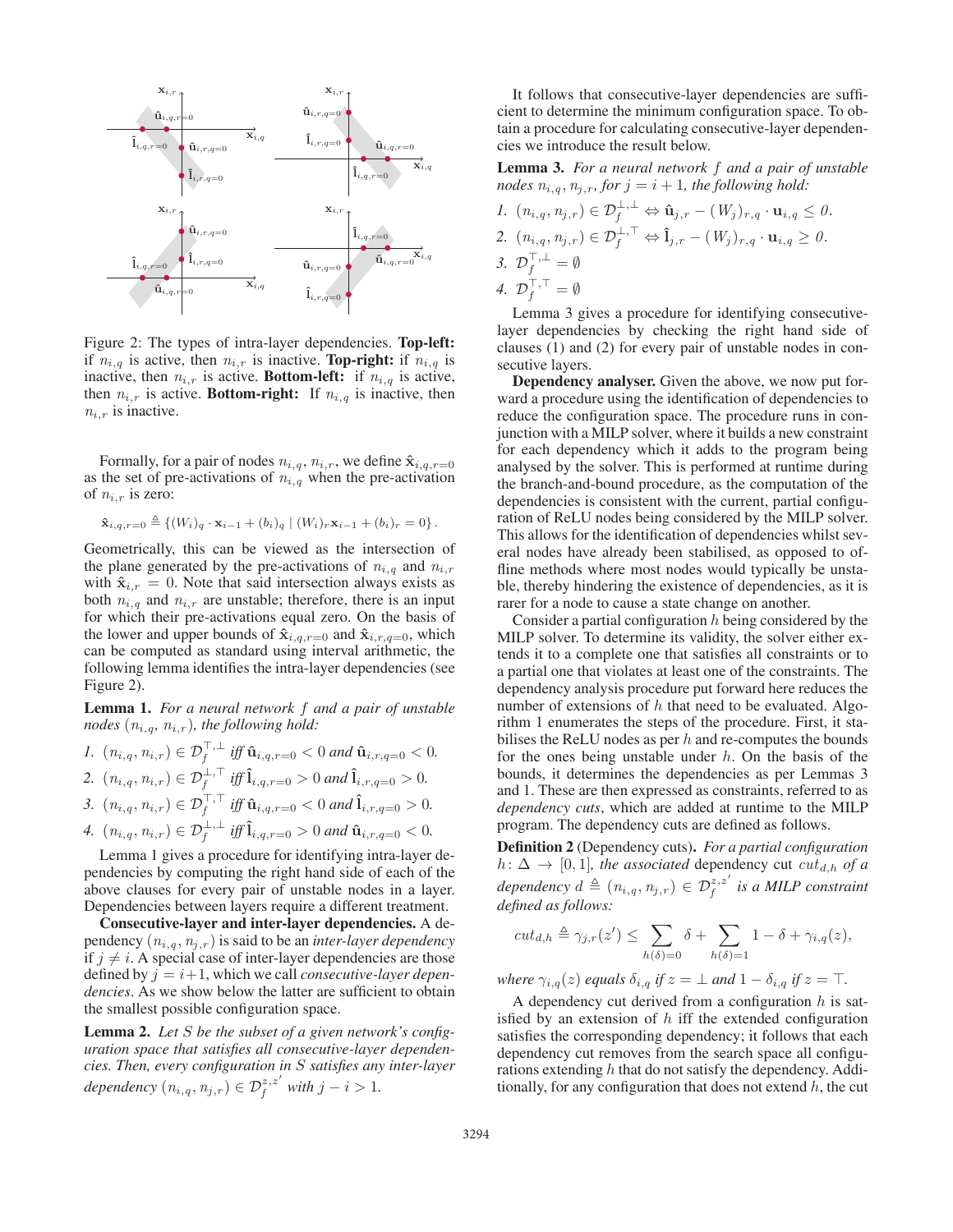Figure 2: The types of intra-layer dependencies. **Top-left:** if $n_{i,q}$ is active, then $n_{i,r}$ is inactive. **Top-right:** if $n_{i,q}$ is inactive, then $n_{i,r}$ is active. **Bottom-left:** if $n_{i,q}$ is active, then $n_{i,r}$ is active. **Bottom-right:** If $n_{i,q}$ is inactive, then $n_{i,r}$ is inactive.

Formally, for a pair of nodes $n_{i,q}$, $n_{i,r}$, we define $\hat{\mathbf{x}}_{i,q,r=0}$ as the set of pre-activations of $n_{i,q}$ when the pre-activation of $n_{i,r}$ is zero:

$$\hat{\mathbf{x}}_{i,q,r=0} \triangleq \{(W_i)_q \cdot \mathbf{x}_{i-1} + (b_i)_q \mid (W_i)_r \mathbf{x}_{i-1} + (b_i)_r = 0\}.$$

Geometrically, this can be viewed as the intersection of the plane generated by the pre-activations of $n_{i,q}$ and $n_{i,r}$ with $\hat{\mathbf{x}}_{i,r} = 0$. Note that said intersection always exists as both $n_{i,q}$ and $n_{i,r}$ are unstable; therefore, there is an input for which their pre-activations equal zero. On the basis of the lower and upper bounds of $\hat{\mathbf{x}}_{i,q,r=0}$ and $\hat{\mathbf{x}}_{i,r,q=0}$, which can be computed as standard using interval arithmetic, the following lemma identifies the intra-layer dependencies (see Figure 2).

**Lemma 1.** *For a neural network $f$ and a pair of unstable nodes $(n_{i,q}, n_{i,r})$, the following hold:*

1. $(n_{i,q}, n_{i,r}) \in \mathcal{D}_f^{\top,\bot}$ *iff* $\hat{\mathbf{u}}_{i,q,r=0} < 0$ *and* $\hat{\mathbf{u}}_{i,r,q=0} < 0$.
2. $(n_{i,q}, n_{i,r}) \in \mathcal{D}_f^{\bot,\top}$ *iff* $\hat{\mathbf{l}}_{i,q,r=0} > 0$ *and* $\hat{\mathbf{l}}_{i,r,q=0} > 0$.
3. $(n_{i,q}, n_{i,r}) \in \mathcal{D}_f^{\top,\top}$ *iff* $\hat{\mathbf{u}}_{i,q,r=0} < 0$ *and* $\hat{\mathbf{l}}_{i,r,q=0} > 0$.
4. $(n_{i,q}, n_{i,r}) \in \mathcal{D}_f^{\bot,\bot}$ *iff* $\hat{\mathbf{l}}_{i,q,r=0} > 0$ *and* $\hat{\mathbf{u}}_{i,r,q=0} < 0$.

Lemma 1 gives a procedure for identifying intra-layer dependencies by computing the right hand side of each of the above clauses for every pair of unstable nodes in a layer. Dependencies between layers require a different treatment.

**Consecutive-layer and inter-layer dependencies.** A dependency $(n_{i,q}, n_{j,r})$ is said to be an *inter-layer dependency* if $j \neq i$. A special case of inter-layer dependencies are those defined by $j = i+1$, which we call *consecutive-layer dependencies*. As we show below the latter are sufficient to obtain the smallest possible configuration space.

**Lemma 2.** *Let $S$ be the subset of a given network's configuration space that satisfies all consecutive-layer dependencies. Then, every configuration in $S$ satisfies any inter-layer dependency $(n_{i,q}, n_{j,r}) \in \mathcal{D}_f^{z,z'}$ with $j - i > 1$.*

It follows that consecutive-layer dependencies are sufficient to determine the minimum configuration space. To obtain a procedure for calculating consecutive-layer dependencies we introduce the result below.

**Lemma 3.** *For a neural network $f$ and a pair of unstable nodes $n_{i,q}, n_{j,r}$, for $j = i+1$, the following hold:*

1. $(n_{i,q}, n_{j,r}) \in \mathcal{D}_f^{\bot,\bot} \Leftrightarrow \hat{\mathbf{u}}_{j,r} - (W_j)_{r,q} \cdot \mathbf{u}_{i,q} \leq 0$.
2. $(n_{i,q}, n_{j,r}) \in \mathcal{D}_f^{\bot,\top} \Leftrightarrow \hat{\mathbf{l}}_{j,r} - (W_j)_{r,q} \cdot \mathbf{u}_{i,q} \geq 0$.
3. $\mathcal{D}_f^{\top,\bot} = \emptyset$
4. $\mathcal{D}_f^{\top,\top} = \emptyset$

Lemma 3 gives a procedure for identifying consecutive-layer dependencies by checking the right hand side of clauses (1) and (2) for every pair of unstable nodes in consecutive layers.

**Dependency analyser.** Given the above, we now put forward a procedure using the identification of dependencies to reduce the configuration space. The procedure runs in conjunction with a MILP solver, where it builds a new constraint for each dependency which it adds to the program being analysed by the solver. This is performed at runtime during the branch-and-bound procedure, as the computation of the dependencies is consistent with the current, partial configuration of ReLU nodes being considered by the MILP solver. This allows for the identification of dependencies whilst several nodes have already been stabilised, as opposed to offline methods where most nodes would typically be unstable, thereby hindering the existence of dependencies, as it is rarer for a node to cause a state change on another.

Consider a partial configuration $h$ being considered by the MILP solver. To determine its validity, the solver either extends it to a complete one that satisfies all constraints or to a partial one that violates at least one of the constraints. The dependency analysis procedure put forward here reduces the number of extensions of $h$ that need to be evaluated. Algorithm 1 enumerates the steps of the procedure. First, it stabilises the ReLU nodes as per $h$ and re-computes the bounds for the ones being unstable under $h$. On the basis of the bounds, it determines the dependencies as per Lemmas 3 and 1. These are then expressed as constraints, referred to as *dependency cuts*, which are added at runtime to the MILP program. The dependency cuts are defined as follows.

**Definition 2** (Dependency cuts)**.** *For a partial configuration $h\colon \Delta \to [0,1]$, the associated* dependency cut $cut_{d,h}$ *of a dependency $d \triangleq (n_{i,q}, n_{j,r}) \in \mathcal{D}_f^{z,z'}$ is a MILP constraint defined as follows:*

$$cut_{d,h} \triangleq \gamma_{j,r}(z') \leq \sum_{h(\delta)=0} \delta + \sum_{h(\delta)=1} 1 - \delta + \gamma_{i,q}(z),$$

*where $\gamma_{i,q}(z)$ equals $\delta_{i,q}$ if $z = \bot$ and $1 - \delta_{i,q}$ if $z = \top$.*

A dependency cut derived from a configuration $h$ is satisfied by an extension of $h$ iff the extended configuration satisfies the corresponding dependency; it follows that each dependency cut removes from the search space all configurations extending $h$ that do not satisfy the dependency. Additionally, for any configuration that does not extend $h$, the cut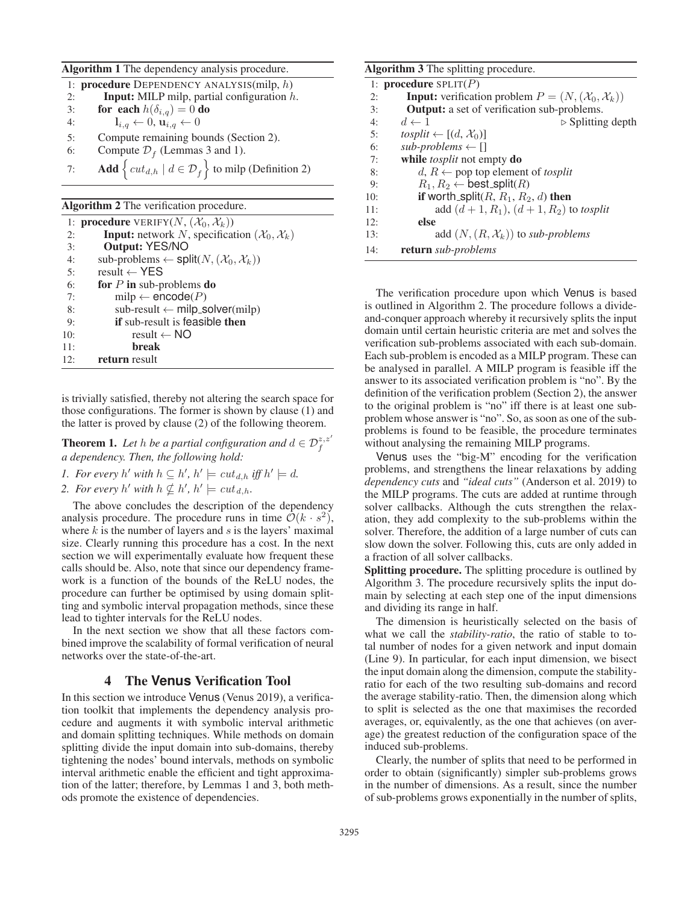**Algorithm 1** The dependency analysis procedure.

```
1: procedure DEPENDENCY ANALYSIS(milp, h)
2:     Input: MILP milp, partial configuration h.
3:     for each h(δ_{i,q}) = 0 do
4:         l_{i,q} ← 0, u_{i,q} ← 0
5:     Compute remaining bounds (Section 2).
6:     Compute D_f (Lemmas 3 and 1).
7:     Add { cut_{d,h} | d ∈ D_f } to milp (Definition 2)
```

**Algorithm 2** The verification procedure.

```
1: procedure VERIFY(N, (X_0, X_k))
2:     Input: network N, specification (X_0, X_k)
3:     Output: YES/NO
4:     sub-problems ← split(N, (X_0, X_k))
5:     result ← YES
6:     for P in sub-problems do
7:         milp ← encode(P)
8:         sub-result ← milp_solver(milp)
9:         if sub-result is feasible then
10:            result ← NO
11:            break
12:    return result
```

is trivially satisfied, thereby not altering the search space for those configurations. The former is shown by clause (1) and the latter is proved by clause (2) of the following theorem.

**Theorem 1.** *Let $h$ be a partial configuration and $d \in \mathcal{D}_f^{z,z'}$ a dependency. Then, the following hold:*

1. *For every $h'$ with $h \subseteq h'$, $h' \models cut_{d,h}$ iff $h' \models d$.*
2. *For every $h'$ with $h \nsubseteq h'$, $h' \models cut_{d,h}$.*

The above concludes the description of the dependency analysis procedure. The procedure runs in time $\mathcal{O}(k \cdot s^2)$, where $k$ is the number of layers and $s$ is the layers' maximal size. Clearly running this procedure has a cost. In the next section we will experimentally evaluate how frequent these calls should be. Also, note that since our dependency framework is a function of the bounds of the ReLU nodes, the procedure can further be optimised by using domain splitting and symbolic interval propagation methods, since these lead to tighter intervals for the ReLU nodes.

In the next section we show that all these factors combined improve the scalability of formal verification of neural networks over the state-of-the-art.

## 4 The Venus Verification Tool

In this section we introduce Venus (Venus 2019), a verification toolkit that implements the dependency analysis procedure and augments it with symbolic interval arithmetic and domain splitting techniques. While methods on domain splitting divide the input domain into sub-domains, thereby tightening the nodes' bound intervals, methods on symbolic interval arithmetic enable the efficient and tight approximation of the latter; therefore, by Lemmas 1 and 3, both methods promote the existence of dependencies.

**Algorithm 3** The splitting procedure.

```
1: procedure SPLIT(P)
2:     Input: verification problem P = (N, (X_0, X_k))
3:     Output: a set of verification sub-problems.
4:     d ← 1                                  ▷ Splitting depth
5:     tosplit ← [(d, X_0)]
6:     sub-problems ← []
7:     while tosplit not empty do
8:         d, R ← pop top element of tosplit
9:         R_1, R_2 ← best_split(R)
10:        if worth_split(R, R_1, R_2, d) then
11:            add (d + 1, R_1), (d + 1, R_2) to tosplit
12:        else
13:            add (N, (R, X_k)) to sub-problems
14:    return sub-problems
```

The verification procedure upon which Venus is based is outlined in Algorithm 2. The procedure follows a divide-and-conquer approach whereby it recursively splits the input domain until certain heuristic criteria are met and solves the verification sub-problems associated with each sub-domain. Each sub-problem is encoded as a MILP program. These can be analysed in parallel. A MILP program is feasible iff the answer to its associated verification problem is "no". By the definition of the verification problem (Section 2), the answer to the original problem is "no" iff there is at least one sub-problem whose answer is "no". So, as soon as one of the sub-problems is found to be feasible, the procedure terminates without analysing the remaining MILP programs.

Venus uses the "big-M" encoding for the verification problems, and strengthens the linear relaxations by adding *dependency cuts* and *"ideal cuts"* (Anderson et al. 2019) to the MILP programs. The cuts are added at runtime through solver callbacks. Although the cuts strengthen the relaxation, they add complexity to the sub-problems within the solver. Therefore, the addition of a large number of cuts can slow down the solver. Following this, cuts are only added in a fraction of all solver callbacks.

**Splitting procedure.** The splitting procedure is outlined by Algorithm 3. The procedure recursively splits the input domain by selecting at each step one of the input dimensions and dividing its range in half.

The dimension is heuristically selected on the basis of what we call the *stability-ratio*, the ratio of stable to total number of nodes for a given network and input domain (Line 9). In particular, for each input dimension, we bisect the input domain along the dimension, compute the stability-ratio for each of the two resulting sub-domains and record the average stability-ratio. Then, the dimension along which to split is selected as the one that maximises the recorded averages, or, equivalently, as the one that achieves (on average) the greatest reduction of the configuration space of the induced sub-problems.

Clearly, the number of splits that need to be performed in order to obtain (significantly) simpler sub-problems grows in the number of dimensions. As a result, since the number of sub-problems grows exponentially in the number of splits,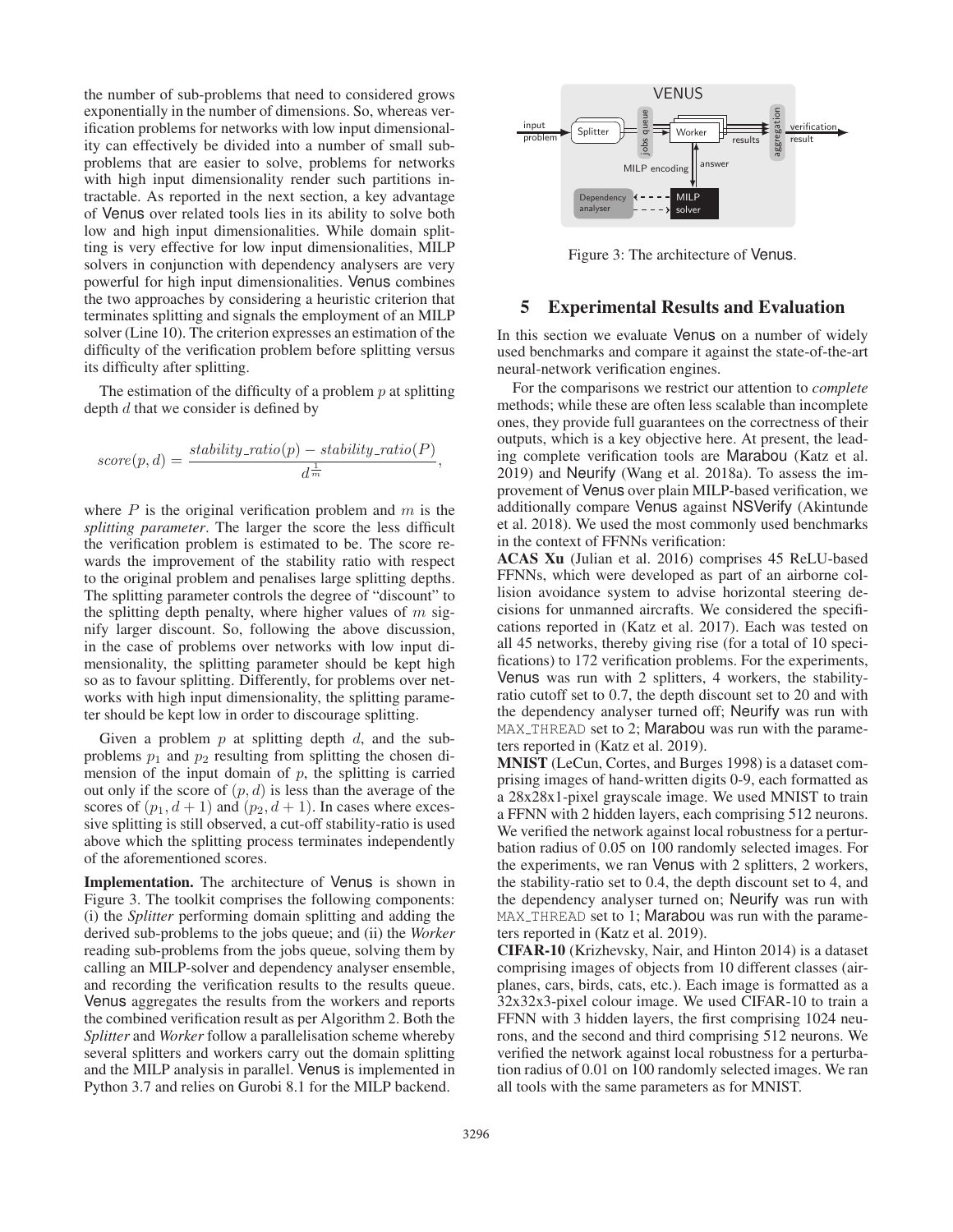the number of sub-problems that need to considered grows exponentially in the number of dimensions. So, whereas verification problems for networks with low input dimensionality can effectively be divided into a number of small sub-problems that are easier to solve, problems for networks with high input dimensionality render such partitions intractable. As reported in the next section, a key advantage of Venus over related tools lies in its ability to solve both low and high input dimensionalities. While domain splitting is very effective for low input dimensionalities, MILP solvers in conjunction with dependency analysers are very powerful for high input dimensionalities. Venus combines the two approaches by considering a heuristic criterion that terminates splitting and signals the employment of an MILP solver (Line 10). The criterion expresses an estimation of the difficulty of the verification problem before splitting versus its difficulty after splitting.

The estimation of the difficulty of a problem $p$ at splitting depth $d$ that we consider is defined by

$$score(p, d) = \frac{stability\_ratio(p) - stability\_ratio(P)}{d^{\frac{1}{m}}},$$

where $P$ is the original verification problem and $m$ is the *splitting parameter*. The larger the score the less difficult the verification problem is estimated to be. The score rewards the improvement of the stability ratio with respect to the original problem and penalises large splitting depths. The splitting parameter controls the degree of "discount" to the splitting depth penalty, where higher values of $m$ signify larger discount. So, following the above discussion, in the case of problems over networks with low input dimensionality, the splitting parameter should be kept high so as to favour splitting. Differently, for problems over networks with high input dimensionality, the splitting parameter should be kept low in order to discourage splitting.

Given a problem $p$ at splitting depth $d$, and the sub-problems $p_1$ and $p_2$ resulting from splitting the chosen dimension of the input domain of $p$, the splitting is carried out only if the score of $(p, d)$ is less than the average of the scores of $(p_1, d + 1)$ and $(p_2, d + 1)$. In cases where excessive splitting is still observed, a cut-off stability-ratio is used above which the splitting process terminates independently of the aforementioned scores.

**Implementation.** The architecture of Venus is shown in Figure 3. The toolkit comprises the following components: (i) the *Splitter* performing domain splitting and adding the derived sub-problems to the jobs queue; and (ii) the *Worker* reading sub-problems from the jobs queue, solving them by calling an MILP-solver and dependency analyser ensemble, and recording the verification results to the results queue. Venus aggregates the results from the workers and reports the combined verification result as per Algorithm 2. Both the *Splitter* and *Worker* follow a parallelisation scheme whereby several splitters and workers carry out the domain splitting and the MILP analysis in parallel. Venus is implemented in Python 3.7 and relies on Gurobi 8.1 for the MILP backend.

Figure 3: The architecture of Venus.

## 5 Experimental Results and Evaluation

In this section we evaluate Venus on a number of widely used benchmarks and compare it against the state-of-the-art neural-network verification engines.

For the comparisons we restrict our attention to *complete* methods; while these are often less scalable than incomplete ones, they provide full guarantees on the correctness of their outputs, which is a key objective here. At present, the leading complete verification tools are Marabou (Katz et al. 2019) and Neurify (Wang et al. 2018a). To assess the improvement of Venus over plain MILP-based verification, we additionally compare Venus against NSVerify (Akintunde et al. 2018). We used the most commonly used benchmarks in the context of FFNNs verification:

**ACAS Xu** (Julian et al. 2016) comprises 45 ReLU-based FFNNs, which were developed as part of an airborne collision avoidance system to advise horizontal steering decisions for unmanned aircrafts. We considered the specifications reported in (Katz et al. 2017). Each was tested on all 45 networks, thereby giving rise (for a total of 10 specifications) to 172 verification problems. For the experiments, Venus was run with 2 splitters, 4 workers, the stability-ratio cutoff set to 0.7, the depth discount set to 20 and with the dependency analyser turned off; Neurify was run with MAX_THREAD set to 2; Marabou was run with the parameters reported in (Katz et al. 2019).

**MNIST** (LeCun, Cortes, and Burges 1998) is a dataset comprising images of hand-written digits 0-9, each formatted as a 28x28x1-pixel grayscale image. We used MNIST to train a FFNN with 2 hidden layers, each comprising 512 neurons. We verified the network against local robustness for a perturbation radius of 0.05 on 100 randomly selected images. For the experiments, we ran Venus with 2 splitters, 2 workers, the stability-ratio set to 0.4, the depth discount set to 4, and the dependency analyser turned on; Neurify was run with MAX_THREAD set to 1; Marabou was run with the parameters reported in (Katz et al. 2019).

**CIFAR-10** (Krizhevsky, Nair, and Hinton 2014) is a dataset comprising images of objects from 10 different classes (airplanes, cars, birds, cats, etc.). Each image is formatted as a 32x32x3-pixel colour image. We used CIFAR-10 to train a FFNN with 3 hidden layers, the first comprising 1024 neurons, and the second and third comprising 512 neurons. We verified the network against local robustness for a perturbation radius of 0.01 on 100 randomly selected images. We ran all tools with the same parameters as for MNIST.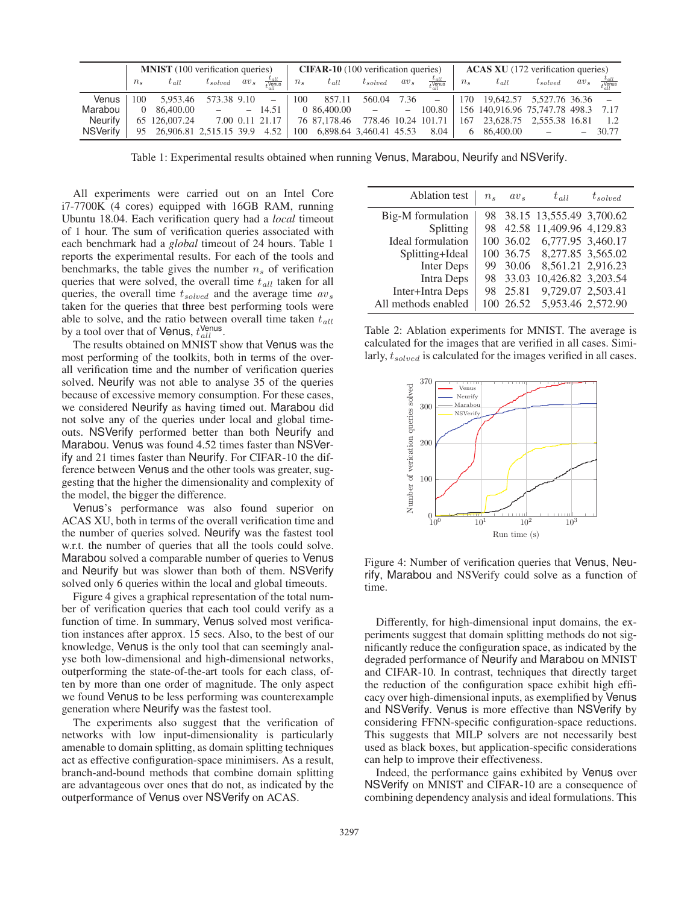| | **MNIST** (100 verification queries) | | | | | **CIFAR-10** (100 verification queries) | | | | | **ACAS XU** (172 verification queries) | | | | |
|---|---|---|---|---|---|---|---|---|---|---|---|---|---|---|---|
| | $n_s$ | $t_{all}$ | $t_{solved}$ | $av_s$ | $\frac{t_{all}}{t_{all}^{\text{Venus}}}$ | $n_s$ | $t_{all}$ | $t_{solved}$ | $av_s$ | $\frac{t_{all}}{t_{all}^{\text{Venus}}}$ | $n_s$ | $t_{all}$ | $t_{solved}$ | $av_s$ | $\frac{t_{all}}{t_{all}^{\text{Venus}}}$ |
| Venus | 100 | 5,953.46 | 573.38 | 9.10 | – | 100 | 857.11 | 560.04 | 7.36 | – | 170 | 19,642.57 | 5,527.76 | 36.36 | – |
| Marabou | 0 | 86,400.00 | – | – | 14.51 | 0 | 86,400.00 | – | – | 100.80 | 156 | 140,916.96 | 75,747.78 | 498.3 | 7.17 |
| Neurify | 65 | 126,007.24 | 7.00 | 0.11 | 21.17 | 76 | 87,178.46 | 778.46 | 10.24 | 101.71 | 167 | 23,628.75 | 2,555.38 | 16.81 | 1.2 |
| NSVerify | 95 | 26,906.81 | 2,515.15 | 39.9 | 4.52 | 100 | 6,898.64 | 3,460.41 | 45.53 | 8.04 | 6 | 86,400.00 | – | – | 30.77 |

Table 1: Experimental results obtained when running Venus, Marabou, Neurify and NSVerify.

All experiments were carried out on an Intel Core i7-7700K (4 cores) equipped with 16GB RAM, running Ubuntu 18.04. Each verification query had a *local* timeout of 1 hour. The sum of verification queries associated with each benchmark had a *global* timeout of 24 hours. Table 1 reports the experimental results. For each of the tools and benchmarks, the table gives the number $n_s$ of verification queries that were solved, the overall time $t_{all}$ taken for all queries, the overall time $t_{solved}$ and the average time $av_s$ taken for the queries that three best performing tools were able to solve, and the ratio between overall time taken $t_{all}$ by a tool over that of Venus, $t_{all}^{\text{Venus}}$.

The results obtained on MNIST show that Venus was the most performing of the toolkits, both in terms of the overall verification time and the number of verification queries solved. Neurify was not able to analyse 35 of the queries because of excessive memory consumption. For these cases, we considered Neurify as having timed out. Marabou did not solve any of the queries under local and global timeouts. NSVerify performed better than both Neurify and Marabou. Venus was found 4.52 times faster than NSVerify and 21 times faster than Neurify. For CIFAR-10 the difference between Venus and the other tools was greater, suggesting that the higher the dimensionality and complexity of the model, the bigger the difference.

Venus's performance was also found superior on ACAS XU, both in terms of the overall verification time and the number of queries solved. Neurify was the fastest tool w.r.t. the number of queries that all the tools could solve. Marabou solved a comparable number of queries to Venus and Neurify but was slower than both of them. NSVerify solved only 6 queries within the local and global timeouts.

Figure 4 gives a graphical representation of the total number of verification queries that each tool could verify as a function of time. In summary, Venus solved most verification instances after approx. 15 secs. Also, to the best of our knowledge, Venus is the only tool that can seemingly analyse both low-dimensional and high-dimensional networks, outperforming the state-of-the-art tools for each class, often by more than one order of magnitude. The only aspect we found Venus to be less performing was counterexample generation where Neurify was the fastest tool.

The experiments also suggest that the verification of networks with low input-dimensionality is particularly amenable to domain splitting, as domain splitting techniques act as effective configuration-space minimisers. As a result, branch-and-bound methods that combine domain splitting are advantageous over ones that do not, as indicated by the outperformance of Venus over NSVerify on ACAS.

| Ablation test | $n_s$ | $av_s$ | $t_{all}$ | $t_{solved}$ |
|---|---|---|---|---|
| Big-M formulation | 98 | 38.15 | 13,555.49 | 3,700.62 |
| Splitting | 98 | 42.58 | 11,409.96 | 4,129.83 |
| Ideal formulation | 100 | 36.02 | 6,777.95 | 3,460.17 |
| Splitting+Ideal | 100 | 36.75 | 8,277.85 | 3,565.02 |
| Inter Deps | 99 | 30.06 | 8,561.21 | 2,916.23 |
| Intra Deps | 98 | 33.03 | 10,426.82 | 3,203.54 |
| Inter+Intra Deps | 98 | 25.81 | 9,729.07 | 2,503.41 |
| All methods enabled | 100 | 26.52 | 5,953.46 | 2,572.90 |

Table 2: Ablation experiments for MNIST. The average is calculated for the images that are verified in all cases. Similarly, $t_{solved}$ is calculated for the images verified in all cases.

Figure 4: Number of verification queries that Venus, Neurify, Marabou and NSVerify could solve as a function of time.

Differently, for high-dimensional input domains, the experiments suggest that domain splitting methods do not significantly reduce the configuration space, as indicated by the degraded performance of Neurify and Marabou on MNIST and CIFAR-10. In contrast, techniques that directly target the reduction of the configuration space exhibit high efficacy over high-dimensional inputs, as exemplified by Venus and NSVerify. Venus is more effective than NSVerify by considering FFNN-specific configuration-space reductions. This suggests that MILP solvers are not necessarily best used as black boxes, but application-specific considerations can help to improve their effectiveness.

Indeed, the performance gains exhibited by Venus over NSVerify on MNIST and CIFAR-10 are a consequence of combining dependency analysis and ideal formulations. This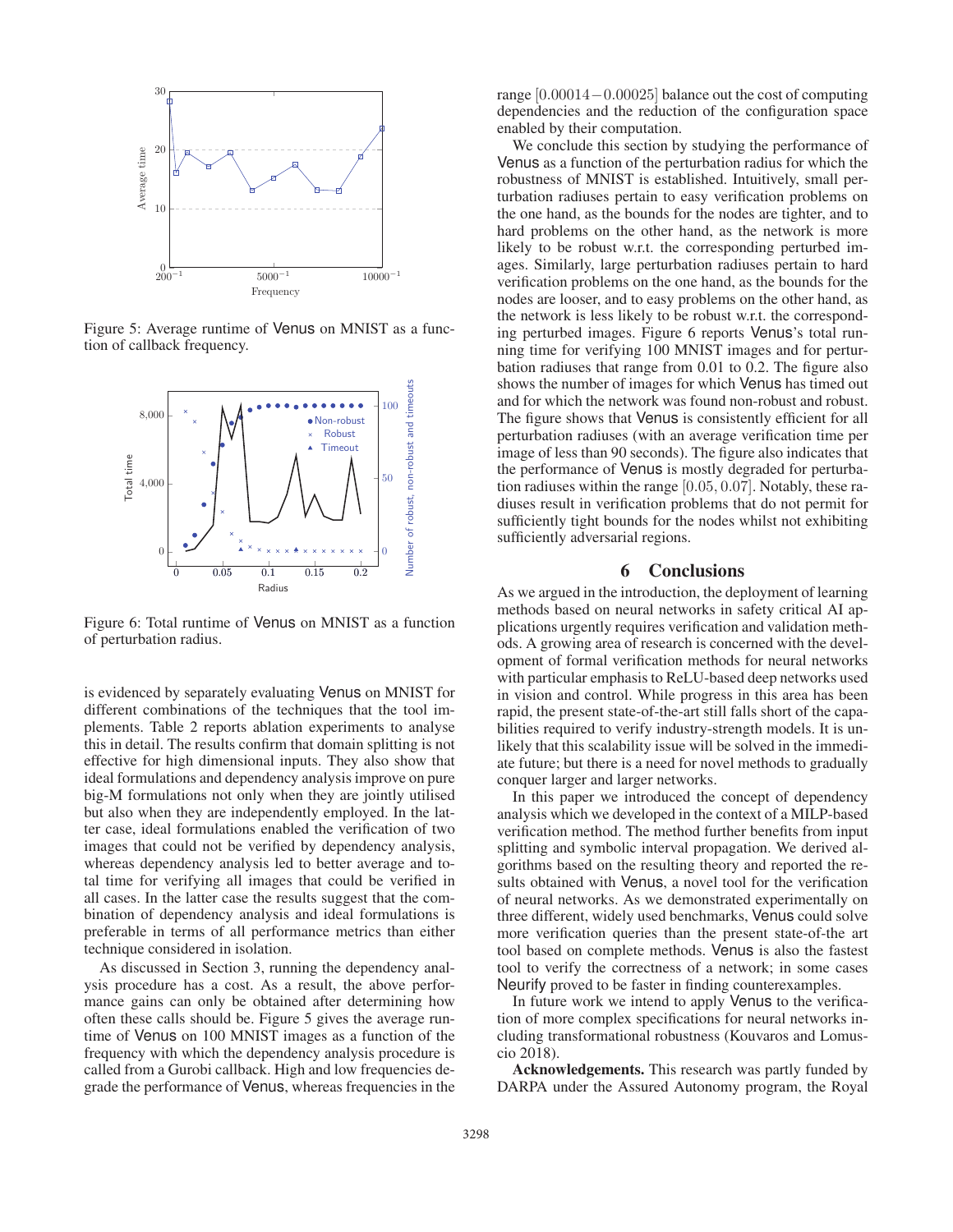30

20

10

0

Average time

$200^{-1}$ $5000^{-1}$ $10000^{-1}$

Frequency

Figure 5: Average runtime of Venus on MNIST as a function of callback frequency.

Total time

8,000

4,000

0

0 0.05 0.1 0.15 0.2

Radius

Non-robust

Robust

Timeout

Number of robust, non-robust and timeouts

100

50

0

Figure 6: Total runtime of Venus on MNIST as a function of perturbation radius.

is evidenced by separately evaluating Venus on MNIST for different combinations of the techniques that the tool implements. Table 2 reports ablation experiments to analyse this in detail. The results confirm that domain splitting is not effective for high dimensional inputs. They also show that ideal formulations and dependency analysis improve on pure big-M formulations not only when they are jointly utilised but also when they are independently employed. In the latter case, ideal formulations enabled the verification of two images that could not be verified by dependency analysis, whereas dependency analysis led to better average and total time for verifying all images that could be verified in all cases. In the latter case the results suggest that the combination of dependency analysis and ideal formulations is preferable in terms of all performance metrics than either technique considered in isolation.

As discussed in Section 3, running the dependency analysis procedure has a cost. As a result, the above performance gains can only be obtained after determining how often these calls should be. Figure 5 gives the average runtime of Venus on 100 MNIST images as a function of the frequency with which the dependency analysis procedure is called from a Gurobi callback. High and low frequencies degrade the performance of Venus, whereas frequencies in the range $[0.00014 - 0.00025]$ balance out the cost of computing dependencies and the reduction of the configuration space enabled by their computation.

We conclude this section by studying the performance of Venus as a function of the perturbation radius for which the robustness of MNIST is established. Intuitively, small perturbation radiuses pertain to easy verification problems on the one hand, as the bounds for the nodes are tighter, and to hard problems on the other hand, as the network is more likely to be robust w.r.t. the corresponding perturbed images. Similarly, large perturbation radiuses pertain to hard verification problems on the one hand, as the bounds for the nodes are looser, and to easy problems on the other hand, as the network is less likely to be robust w.r.t. the corresponding perturbed images. Figure 6 reports Venus's total running time for verifying 100 MNIST images and for perturbation radiuses that range from 0.01 to 0.2. The figure also shows the number of images for which Venus has timed out and for which the network was found non-robust and robust. The figure shows that Venus is consistently efficient for all perturbation radiuses (with an average verification time per image of less than 90 seconds). The figure also indicates that the performance of Venus is mostly degraded for perturbation radiuses within the range $[0.05, 0.07]$. Notably, these radiuses result in verification problems that do not permit for sufficiently tight bounds for the nodes whilst not exhibiting sufficiently adversarial regions.

## 6 Conclusions

As we argued in the introduction, the deployment of learning methods based on neural networks in safety critical AI applications urgently requires verification and validation methods. A growing area of research is concerned with the development of formal verification methods for neural networks with particular emphasis to ReLU-based deep networks used in vision and control. While progress in this area has been rapid, the present state-of-the-art still falls short of the capabilities required to verify industry-strength models. It is unlikely that this scalability issue will be solved in the immediate future; but there is a need for novel methods to gradually conquer larger and larger networks.

In this paper we introduced the concept of dependency analysis which we developed in the context of a MILP-based verification method. The method further benefits from input splitting and symbolic interval propagation. We derived algorithms based on the resulting theory and reported the results obtained with Venus, a novel tool for the verification of neural networks. As we demonstrated experimentally on three different, widely used benchmarks, Venus could solve more verification queries than the present state-of-the art tool based on complete methods. Venus is also the fastest tool to verify the correctness of a network; in some cases Neurify proved to be faster in finding counterexamples.

In future work we intend to apply Venus to the verification of more complex specifications for neural networks including transformational robustness (Kouvaros and Lomuscio 2018).

**Acknowledgements.** This research was partly funded by DARPA under the Assured Autonomy program, the Royal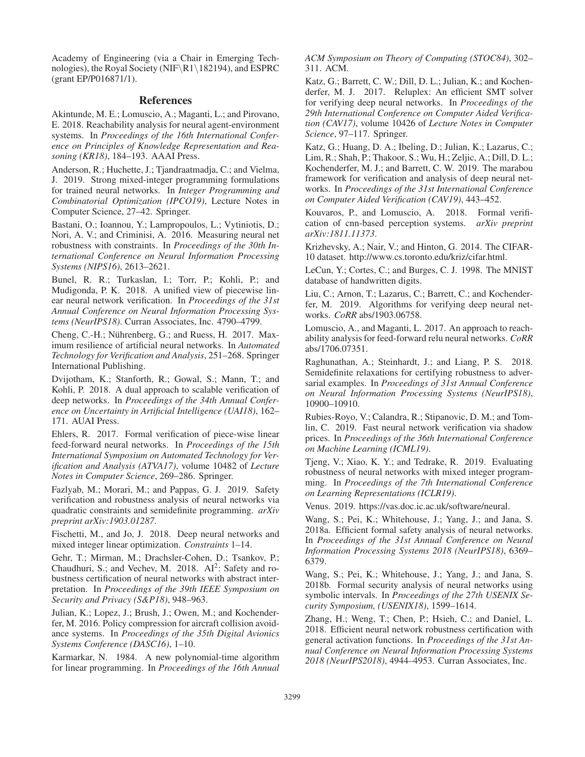Academy of Engineering (via a Chair in Emerging Technologies), the Royal Society (NIF\R1\182194), and ESPRC (grant EP/P016871/1).

## References

Akintunde, M. E.; Lomuscio, A.; Maganti, L.; and Pirovano, E. 2018. Reachability analysis for neural agent-environment systems. In *Proceedings of the 16th International Conference on Principles of Knowledge Representation and Reasoning (KR18)*, 184–193. AAAI Press.

Anderson, R.; Huchette, J.; Tjandraatmadja, C.; and Vielma, J. 2019. Strong mixed-integer programming formulations for trained neural networks. In *Integer Programming and Combinatorial Optimization (IPCO19)*, Lecture Notes in Computer Science, 27–42. Springer.

Bastani, O.; Ioannou, Y.; Lampropoulos, L.; Vytiniotis, D.; Nori, A. V.; and Criminisi, A. 2016. Measuring neural net robustness with constraints. In *Proceedings of the 30th International Conference on Neural Information Processing Systems (NIPS16)*, 2613–2621.

Bunel, R. R.; Turkaslan, I.; Torr, P.; Kohli, P.; and Mudigonda, P. K. 2018. A unified view of piecewise linear neural network verification. In *Proceedings of the 31st Annual Conference on Neural Information Processing Systems (NeurIPS18)*. Curran Associates, Inc. 4790–4799.

Cheng, C.-H.; Nührenberg, G.; and Ruess, H. 2017. Maximum resilience of artificial neural networks. In *Automated Technology for Verification and Analysis*, 251–268. Springer International Publishing.

Dvijotham, K.; Stanforth, R.; Gowal, S.; Mann, T.; and Kohli, P. 2018. A dual approach to scalable verification of deep networks. In *Proceedings of the 34th Annual Conference on Uncertainty in Artificial Intelligence (UAI18)*, 162–171. AUAI Press.

Ehlers, R. 2017. Formal verification of piece-wise linear feed-forward neural networks. In *Proceedings of the 15th International Symposium on Automated Technology for Verification and Analysis (ATVA17)*, volume 10482 of *Lecture Notes in Computer Science*, 269–286. Springer.

Fazlyab, M.; Morari, M.; and Pappas, G. J. 2019. Safety verification and robustness analysis of neural networks via quadratic constraints and semidefinite programming. *arXiv preprint arXiv:1903.01287*.

Fischetti, M., and Jo, J. 2018. Deep neural networks and mixed integer linear optimization. *Constraints* 1–14.

Gehr, T.; Mirman, M.; Drachsler-Cohen, D.; Tsankov, P.; Chaudhuri, S.; and Vechev, M. 2018. AI$^2$: Safety and robustness certification of neural networks with abstract interpretation. In *Proceedings of the 39th IEEE Symposium on Security and Privacy (S&P18)*, 948–963.

Julian, K.; Lopez, J.; Brush, J.; Owen, M.; and Kochenderfer, M. 2016. Policy compression for aircraft collision avoidance systems. In *Proceedings of the 35th Digital Avionics Systems Conference (DASC16)*, 1–10.

Karmarkar, N. 1984. A new polynomial-time algorithm for linear programming. In *Proceedings of the 16th Annual ACM Symposium on Theory of Computing (STOC84)*, 302–311. ACM.

Katz, G.; Barrett, C. W.; Dill, D. L.; Julian, K.; and Kochenderfer, M. J. 2017. Reluplex: An efficient SMT solver for verifying deep neural networks. In *Proceedings of the 29th International Conference on Computer Aided Verification (CAV17)*, volume 10426 of *Lecture Notes in Computer Science*, 97–117. Springer.

Katz, G.; Huang, D. A.; Ibeling, D.; Julian, K.; Lazarus, C.; Lim, R.; Shah, P.; Thakoor, S.; Wu, H.; Zeljic, A.; Dill, D. L.; Kochenderfer, M. J.; and Barrett, C. W. 2019. The marabou framework for verification and analysis of deep neural networks. In *Proceedings of the 31st International Conference on Computer Aided Verification (CAV19)*, 443–452.

Kouvaros, P., and Lomuscio, A. 2018. Formal verification of cnn-based perception systems. *arXiv preprint arXiv:1811.11373*.

Krizhevsky, A.; Nair, V.; and Hinton, G. 2014. The CIFAR-10 dataset. http://www.cs.toronto.edu/kriz/cifar.html.

LeCun, Y.; Cortes, C.; and Burges, C. J. 1998. The MNIST database of handwritten digits.

Liu, C.; Arnon, T.; Lazarus, C.; Barrett, C.; and Kochenderfer, M. 2019. Algorithms for verifying deep neural networks. *CoRR* abs/1903.06758.

Lomuscio, A., and Maganti, L. 2017. An approach to reachability analysis for feed-forward relu neural networks. *CoRR* abs/1706.07351.

Raghunathan, A.; Steinhardt, J.; and Liang, P. S. 2018. Semidefinite relaxations for certifying robustness to adversarial examples. In *Proceedings of 31st Annual Conference on Neural Information Processing Systems (NeurIPS18)*, 10900–10910.

Rubies-Royo, V.; Calandra, R.; Stipanovic, D. M.; and Tomlin, C. 2019. Fast neural network verification via shadow prices. In *Proceedings of the 36th International Conference on Machine Learning (ICML19)*.

Tjeng, V.; Xiao, K. Y.; and Tedrake, R. 2019. Evaluating robustness of neural networks with mixed integer programming. In *Proceedings of the 7th International Conference on Learning Representations (ICLR19)*.

Venus. 2019. https://vas.doc.ic.ac.uk/software/neural.

Wang, S.; Pei, K.; Whitehouse, J.; Yang, J.; and Jana, S. 2018a. Efficient formal safety analysis of neural networks. In *Proceedings of the 31st Annual Conference on Neural Information Processing Systems 2018 (NeurIPS18)*, 6369–6379.

Wang, S.; Pei, K.; Whitehouse, J.; Yang, J.; and Jana, S. 2018b. Formal security analysis of neural networks using symbolic intervals. In *Proceedings of the 27th USENIX Security Symposium, (USENIX18)*, 1599–1614.

Zhang, H.; Weng, T.; Chen, P.; Hsieh, C.; and Daniel, L. 2018. Efficient neural network robustness certification with general activation functions. In *Proceedings of the 31st Annual Conference on Neural Information Processing Systems 2018 (NeurIPS2018)*, 4944–4953. Curran Associates, Inc.